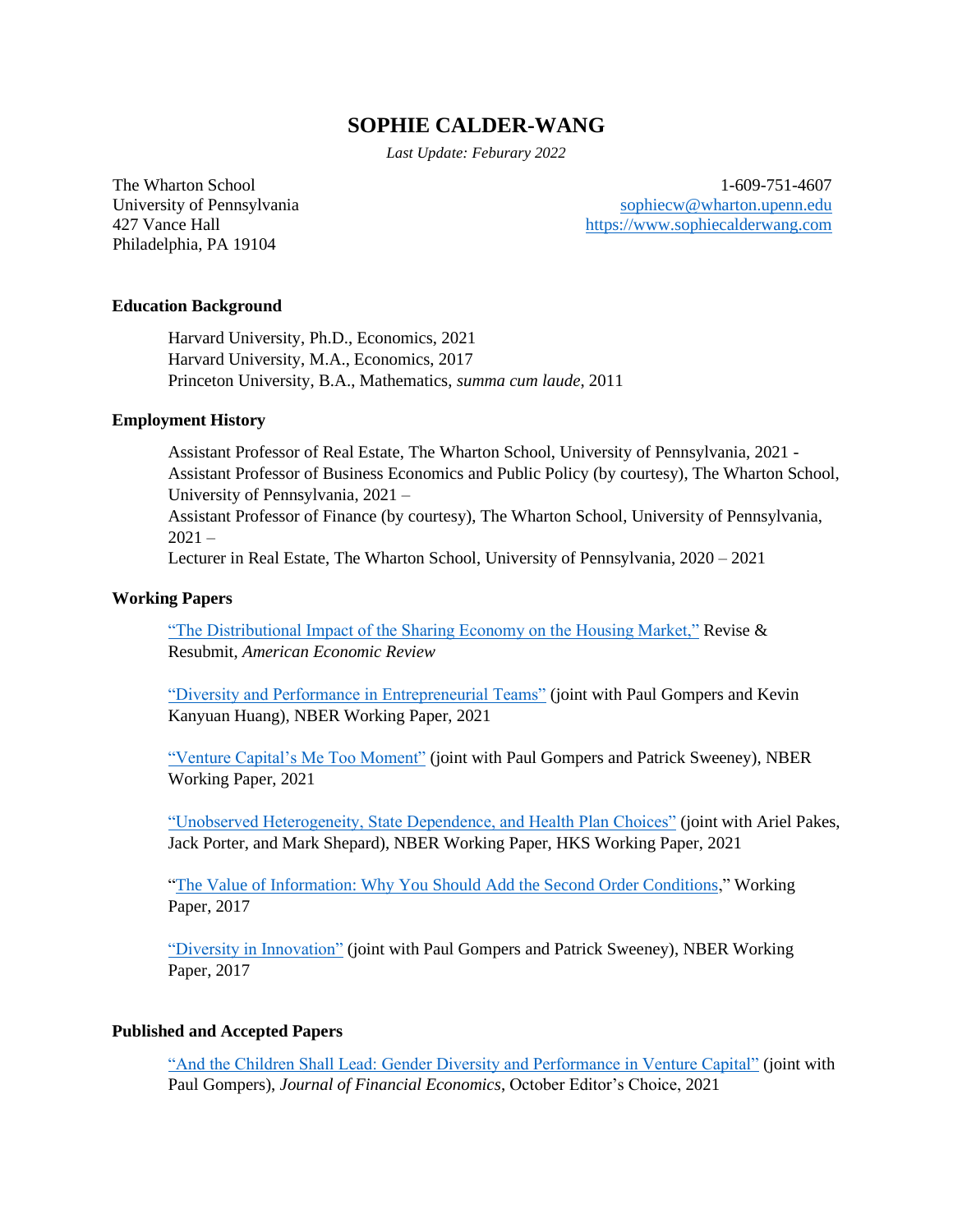# SOPHIE CALDER-WANG

*Last Update: Feburary 2022*

The Wharton School
University of Pennsylvania
427 Vance Hall
Philadelphia, PA 19104

1-609-751-4607
sophiecw@wharton.upenn.edu
https://www.sophiecalderwang.com

## Education Background

Harvard University, Ph.D., Economics, 2021
Harvard University, M.A., Economics, 2017
Princeton University, B.A., Mathematics, *summa cum laude*, 2011

## Employment History

Assistant Professor of Real Estate, The Wharton School, University of Pennsylvania, 2021 -
Assistant Professor of Business Economics and Public Policy (by courtesy), The Wharton School, University of Pennsylvania, 2021 –
Assistant Professor of Finance (by courtesy), The Wharton School, University of Pennsylvania, 2021 –
Lecturer in Real Estate, The Wharton School, University of Pennsylvania, 2020 – 2021

## Working Papers

"The Distributional Impact of the Sharing Economy on the Housing Market," Revise & Resubmit, *American Economic Review*

"Diversity and Performance in Entrepreneurial Teams" (joint with Paul Gompers and Kevin Kanyuan Huang), NBER Working Paper, 2021

"Venture Capital's Me Too Moment" (joint with Paul Gompers and Patrick Sweeney), NBER Working Paper, 2021

"Unobserved Heterogeneity, State Dependence, and Health Plan Choices" (joint with Ariel Pakes, Jack Porter, and Mark Shepard), NBER Working Paper, HKS Working Paper, 2021

"The Value of Information: Why You Should Add the Second Order Conditions," Working Paper, 2017

"Diversity in Innovation" (joint with Paul Gompers and Patrick Sweeney), NBER Working Paper, 2017

## Published and Accepted Papers

"And the Children Shall Lead: Gender Diversity and Performance in Venture Capital" (joint with Paul Gompers), *Journal of Financial Economics*, October Editor's Choice, 2021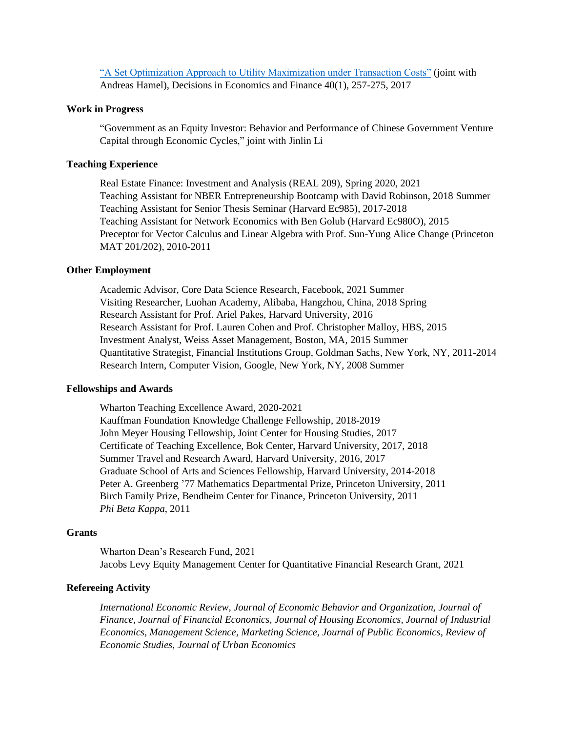"A Set Optimization Approach to Utility Maximization under Transaction Costs" (joint with Andreas Hamel), Decisions in Economics and Finance 40(1), 257-275, 2017

**Work in Progress**

"Government as an Equity Investor: Behavior and Performance of Chinese Government Venture Capital through Economic Cycles," joint with Jinlin Li

**Teaching Experience**

Real Estate Finance: Investment and Analysis (REAL 209), Spring 2020, 2021
Teaching Assistant for NBER Entrepreneurship Bootcamp with David Robinson, 2018 Summer
Teaching Assistant for Senior Thesis Seminar (Harvard Ec985), 2017-2018
Teaching Assistant for Network Economics with Ben Golub (Harvard Ec980O), 2015
Preceptor for Vector Calculus and Linear Algebra with Prof. Sun-Yung Alice Change (Princeton MAT 201/202), 2010-2011

**Other Employment**

Academic Advisor, Core Data Science Research, Facebook, 2021 Summer
Visiting Researcher, Luohan Academy, Alibaba, Hangzhou, China, 2018 Spring
Research Assistant for Prof. Ariel Pakes, Harvard University, 2016
Research Assistant for Prof. Lauren Cohen and Prof. Christopher Malloy, HBS, 2015
Investment Analyst, Weiss Asset Management, Boston, MA, 2015 Summer
Quantitative Strategist, Financial Institutions Group, Goldman Sachs, New York, NY, 2011-2014
Research Intern, Computer Vision, Google, New York, NY, 2008 Summer

**Fellowships and Awards**

Wharton Teaching Excellence Award, 2020-2021
Kauffman Foundation Knowledge Challenge Fellowship, 2018-2019
John Meyer Housing Fellowship, Joint Center for Housing Studies, 2017
Certificate of Teaching Excellence, Bok Center, Harvard University, 2017, 2018
Summer Travel and Research Award, Harvard University, 2016, 2017
Graduate School of Arts and Sciences Fellowship, Harvard University, 2014-2018
Peter A. Greenberg '77 Mathematics Departmental Prize, Princeton University, 2011
Birch Family Prize, Bendheim Center for Finance, Princeton University, 2011
*Phi Beta Kappa*, 2011

**Grants**

Wharton Dean's Research Fund, 2021
Jacobs Levy Equity Management Center for Quantitative Financial Research Grant, 2021

**Refereeing Activity**

*International Economic Review, Journal of Economic Behavior and Organization, Journal of Finance, Journal of Financial Economics, Journal of Housing Economics, Journal of Industrial Economics, Management Science, Marketing Science, Journal of Public Economics, Review of Economic Studies, Journal of Urban Economics*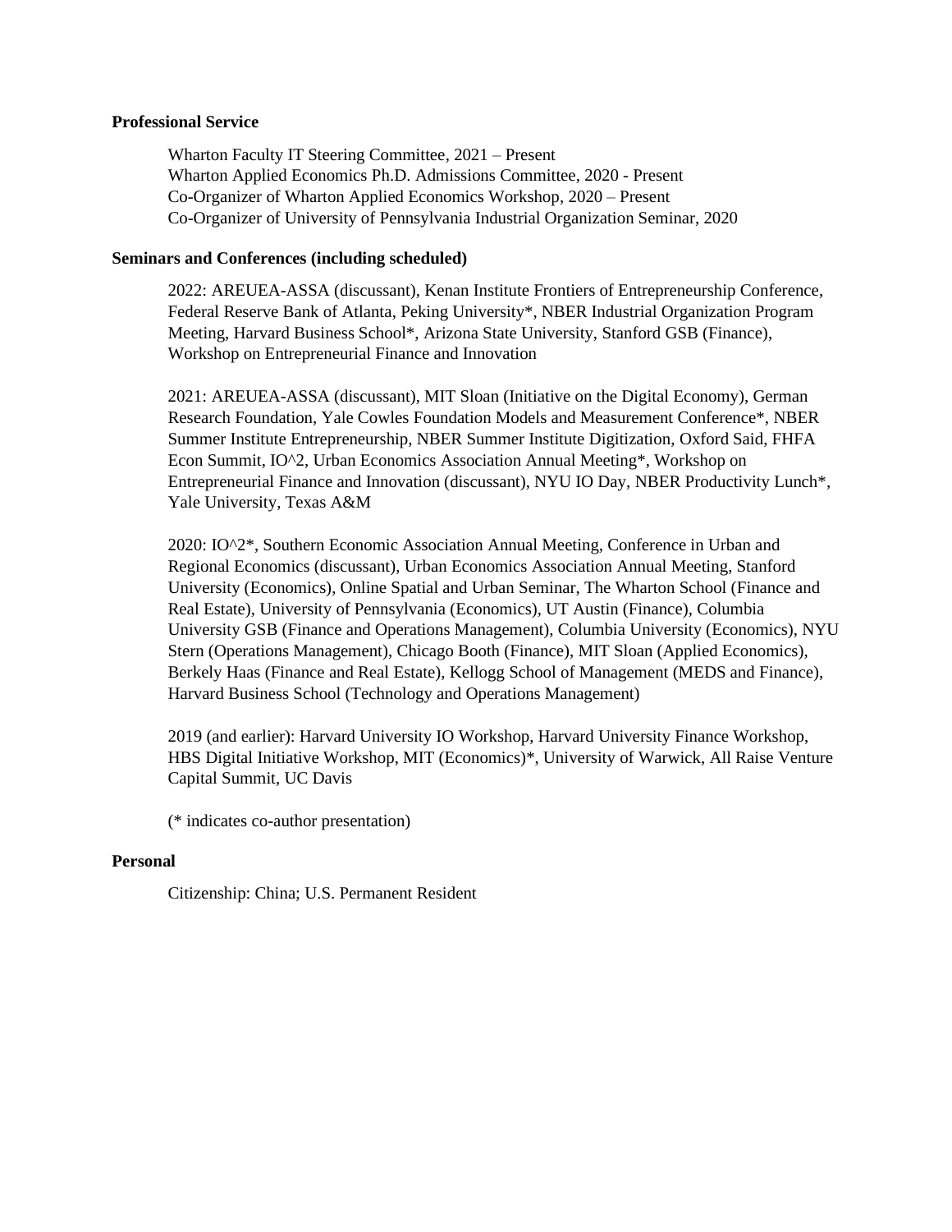**Professional Service**

Wharton Faculty IT Steering Committee, 2021 – Present
Wharton Applied Economics Ph.D. Admissions Committee, 2020 - Present
Co-Organizer of Wharton Applied Economics Workshop, 2020 – Present
Co-Organizer of University of Pennsylvania Industrial Organization Seminar, 2020

**Seminars and Conferences (including scheduled)**

2022: AREUEA-ASSA (discussant), Kenan Institute Frontiers of Entrepreneurship Conference, Federal Reserve Bank of Atlanta, Peking University*, NBER Industrial Organization Program Meeting, Harvard Business School*, Arizona State University, Stanford GSB (Finance), Workshop on Entrepreneurial Finance and Innovation

2021: AREUEA-ASSA (discussant), MIT Sloan (Initiative on the Digital Economy), German Research Foundation, Yale Cowles Foundation Models and Measurement Conference*, NBER Summer Institute Entrepreneurship, NBER Summer Institute Digitization, Oxford Said, FHFA Econ Summit, IO^2, Urban Economics Association Annual Meeting*, Workshop on Entrepreneurial Finance and Innovation (discussant), NYU IO Day, NBER Productivity Lunch*, Yale University, Texas A&M

2020: IO^2*, Southern Economic Association Annual Meeting, Conference in Urban and Regional Economics (discussant), Urban Economics Association Annual Meeting, Stanford University (Economics), Online Spatial and Urban Seminar, The Wharton School (Finance and Real Estate), University of Pennsylvania (Economics), UT Austin (Finance), Columbia University GSB (Finance and Operations Management), Columbia University (Economics), NYU Stern (Operations Management), Chicago Booth (Finance), MIT Sloan (Applied Economics), Berkely Haas (Finance and Real Estate), Kellogg School of Management (MEDS and Finance), Harvard Business School (Technology and Operations Management)

2019 (and earlier): Harvard University IO Workshop, Harvard University Finance Workshop, HBS Digital Initiative Workshop, MIT (Economics)*, University of Warwick, All Raise Venture Capital Summit, UC Davis

(* indicates co-author presentation)

**Personal**

Citizenship: China; U.S. Permanent Resident